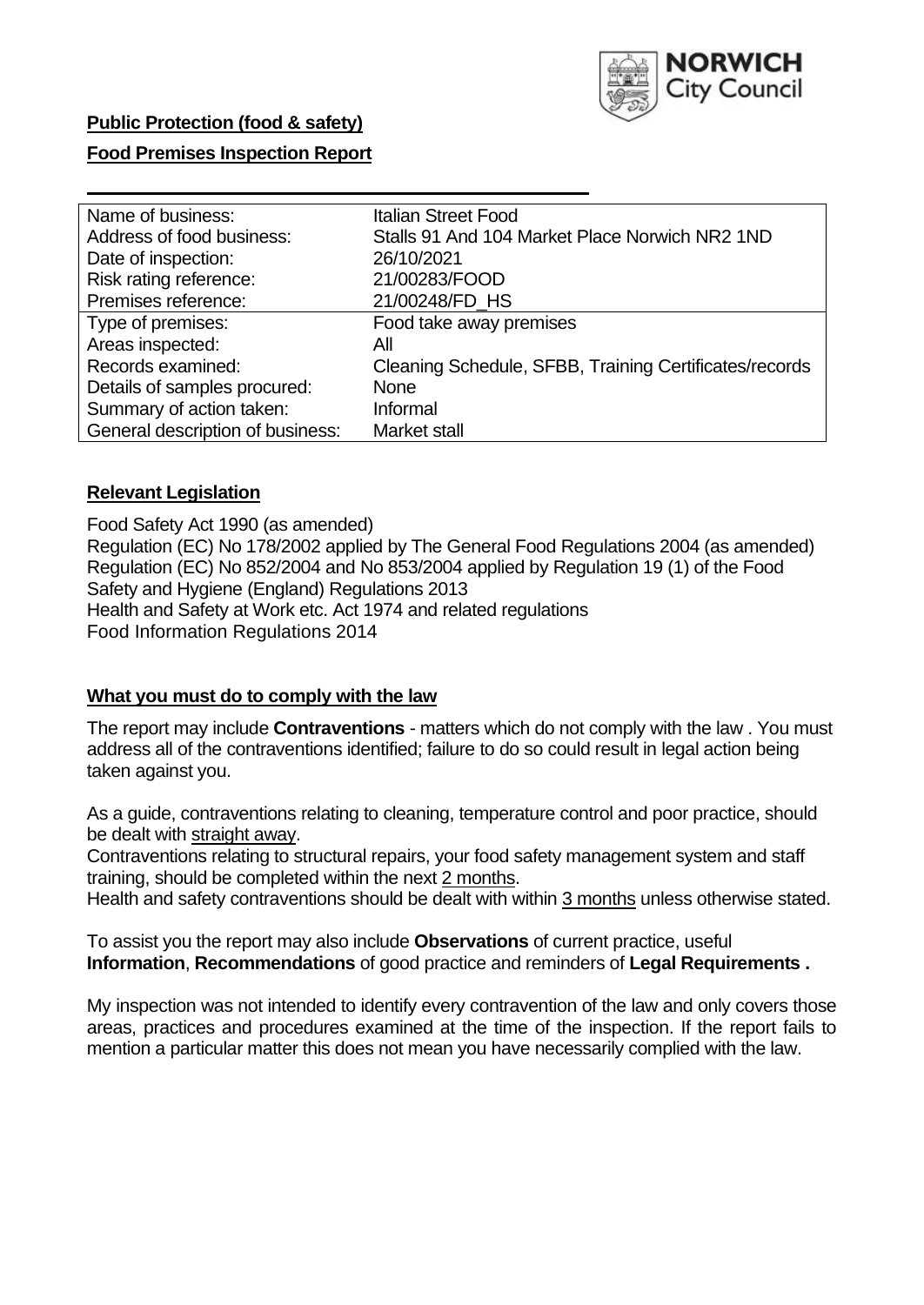**Public Protection (food & safety)**

**Food Premises Inspection Report**

| | |
|---|---|
| Name of business: | Italian Street Food |
| Address of food business: | Stalls 91 And 104 Market Place Norwich NR2 1ND |
| Date of inspection: | 26/10/2021 |
| Risk rating reference: | 21/00283/FOOD |
| Premises reference: | 21/00248/FD_HS |
| Type of premises: | Food take away premises |
| Areas inspected: | All |
| Records examined: | Cleaning Schedule, SFBB, Training Certificates/records |
| Details of samples procured: | None |
| Summary of action taken: | Informal |
| General description of business: | Market stall |

## Relevant Legislation

Food Safety Act 1990 (as amended)
Regulation (EC) No 178/2002 applied by The General Food Regulations 2004 (as amended)
Regulation (EC) No 852/2004 and No 853/2004 applied by Regulation 19 (1) of the Food Safety and Hygiene (England) Regulations 2013
Health and Safety at Work etc. Act 1974 and related regulations
Food Information Regulations 2014

## What you must do to comply with the law

The report may include **Contraventions** - matters which do not comply with the law . You must address all of the contraventions identified; failure to do so could result in legal action being taken against you.

As a guide, contraventions relating to cleaning, temperature control and poor practice, should be dealt with straight away.

Contraventions relating to structural repairs, your food safety management system and staff training, should be completed within the next 2 months.

Health and safety contraventions should be dealt with within 3 months unless otherwise stated.

To assist you the report may also include **Observations** of current practice, useful **Information**, **Recommendations** of good practice and reminders of **Legal Requirements .**

My inspection was not intended to identify every contravention of the law and only covers those areas, practices and procedures examined at the time of the inspection. If the report fails to mention a particular matter this does not mean you have necessarily complied with the law.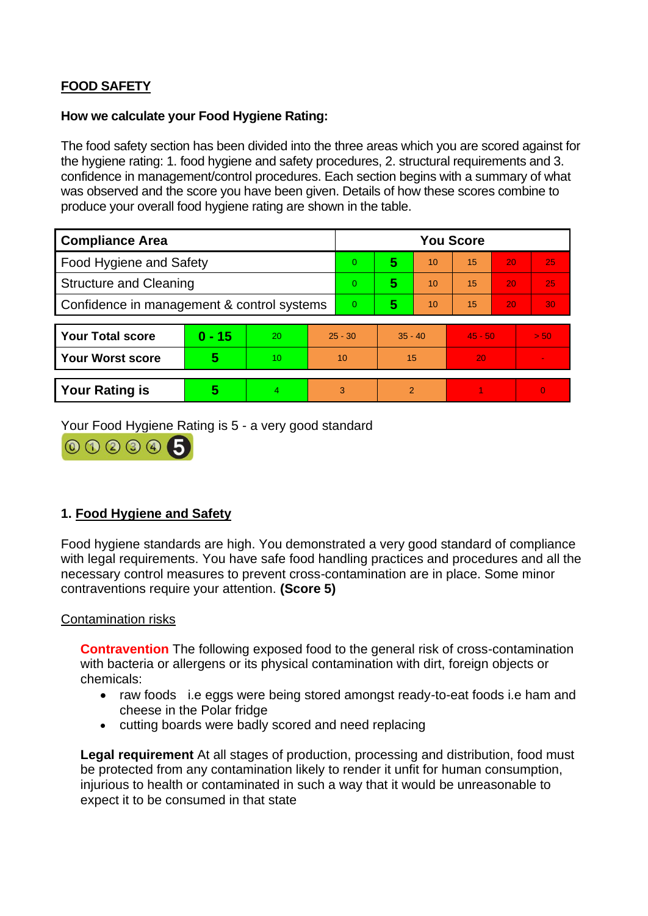**FOOD SAFETY**

**How we calculate your Food Hygiene Rating:**

The food safety section has been divided into the three areas which you are scored against for the hygiene rating: 1. food hygiene and safety procedures, 2. structural requirements and 3. confidence in management/control procedures. Each section begins with a summary of what was observed and the score you have been given. Details of how these scores combine to produce your overall food hygiene rating are shown in the table.

| Compliance Area | You Score | | | | | |
|---|---|---|---|---|---|---|
| Food Hygiene and Safety | 0 | **5** | 10 | 15 | 20 | 25 |
| Structure and Cleaning | 0 | **5** | 10 | 15 | 20 | 25 |
| Confidence in management & control systems | 0 | **5** | 10 | 15 | 20 | 30 |

| | | | | | | |
|---|---|---|---|---|---|---|
| **Your Total score** | **0 - 15** | 20 | 25 - 30 | 35 - 40 | 45 - 50 | > 50 |
| **Your Worst score** | **5** | 10 | 10 | 15 | 20 | - |
| **Your Rating is** | **5** | 4 | 3 | 2 | 1 | 0 |

Your Food Hygiene Rating is 5 - a very good standard

## 1. Food Hygiene and Safety

Food hygiene standards are high. You demonstrated a very good standard of compliance with legal requirements. You have safe food handling practices and procedures and all the necessary control measures to prevent cross-contamination are in place. Some minor contraventions require your attention. **(Score 5)**

Contamination risks

**Contravention** The following exposed food to the general risk of cross-contamination with bacteria or allergens or its physical contamination with dirt, foreign objects or chemicals:

- raw foods i.e eggs were being stored amongst ready-to-eat foods i.e ham and cheese in the Polar fridge
- cutting boards were badly scored and need replacing

**Legal requirement** At all stages of production, processing and distribution, food must be protected from any contamination likely to render it unfit for human consumption, injurious to health or contaminated in such a way that it would be unreasonable to expect it to be consumed in that state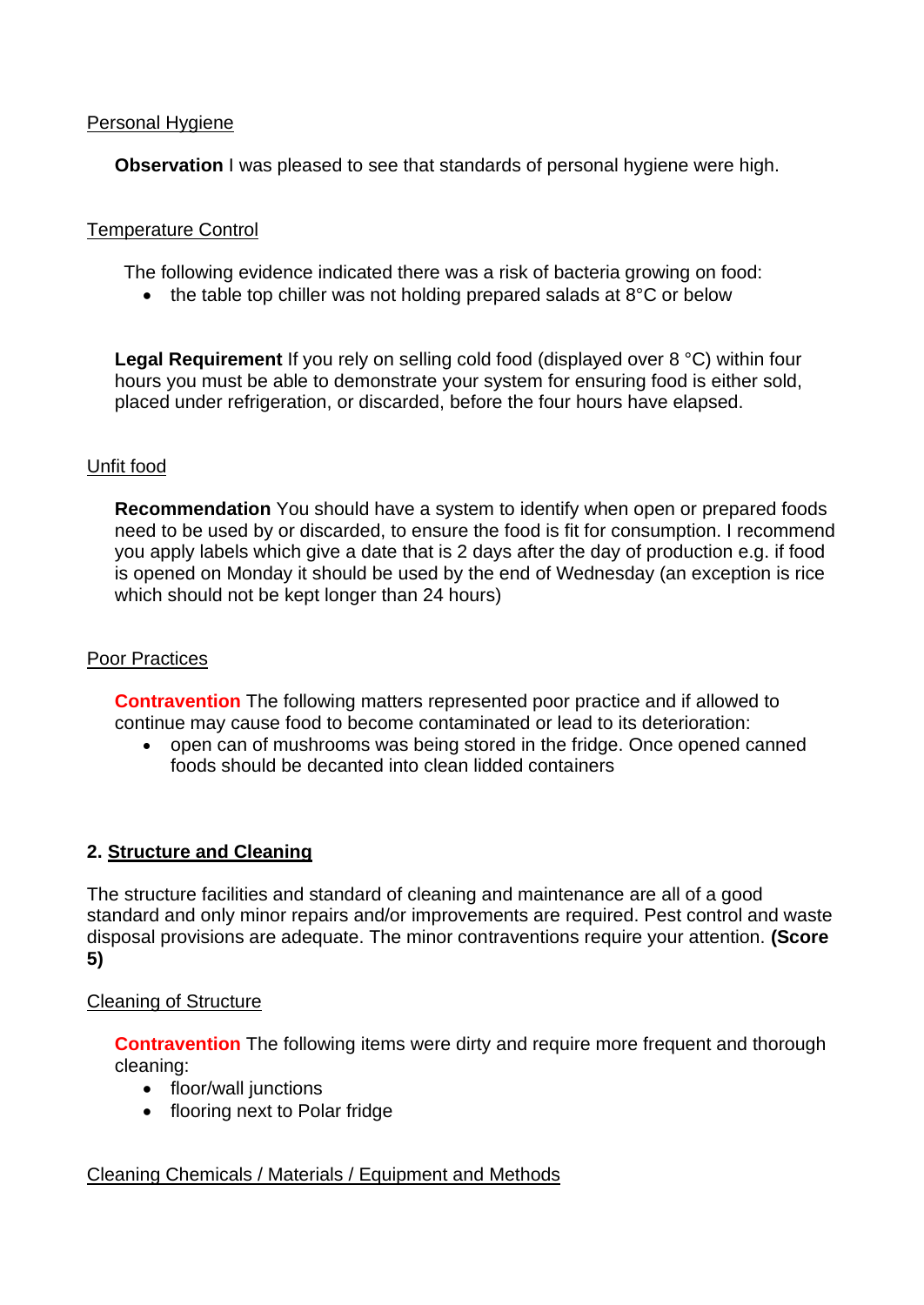Personal Hygiene

**Observation** I was pleased to see that standards of personal hygiene were high.

Temperature Control

The following evidence indicated there was a risk of bacteria growing on food:

- the table top chiller was not holding prepared salads at 8°C or below

**Legal Requirement** If you rely on selling cold food (displayed over 8 °C) within four hours you must be able to demonstrate your system for ensuring food is either sold, placed under refrigeration, or discarded, before the four hours have elapsed.

Unfit food

**Recommendation** You should have a system to identify when open or prepared foods need to be used by or discarded, to ensure the food is fit for consumption. I recommend you apply labels which give a date that is 2 days after the day of production e.g. if food is opened on Monday it should be used by the end of Wednesday (an exception is rice which should not be kept longer than 24 hours)

Poor Practices

**Contravention** The following matters represented poor practice and if allowed to continue may cause food to become contaminated or lead to its deterioration:

- open can of mushrooms was being stored in the fridge. Once opened canned foods should be decanted into clean lidded containers

## 2. Structure and Cleaning

The structure facilities and standard of cleaning and maintenance are all of a good standard and only minor repairs and/or improvements are required. Pest control and waste disposal provisions are adequate. The minor contraventions require your attention. **(Score 5)**

Cleaning of Structure

**Contravention** The following items were dirty and require more frequent and thorough cleaning:

- floor/wall junctions
- flooring next to Polar fridge

Cleaning Chemicals / Materials / Equipment and Methods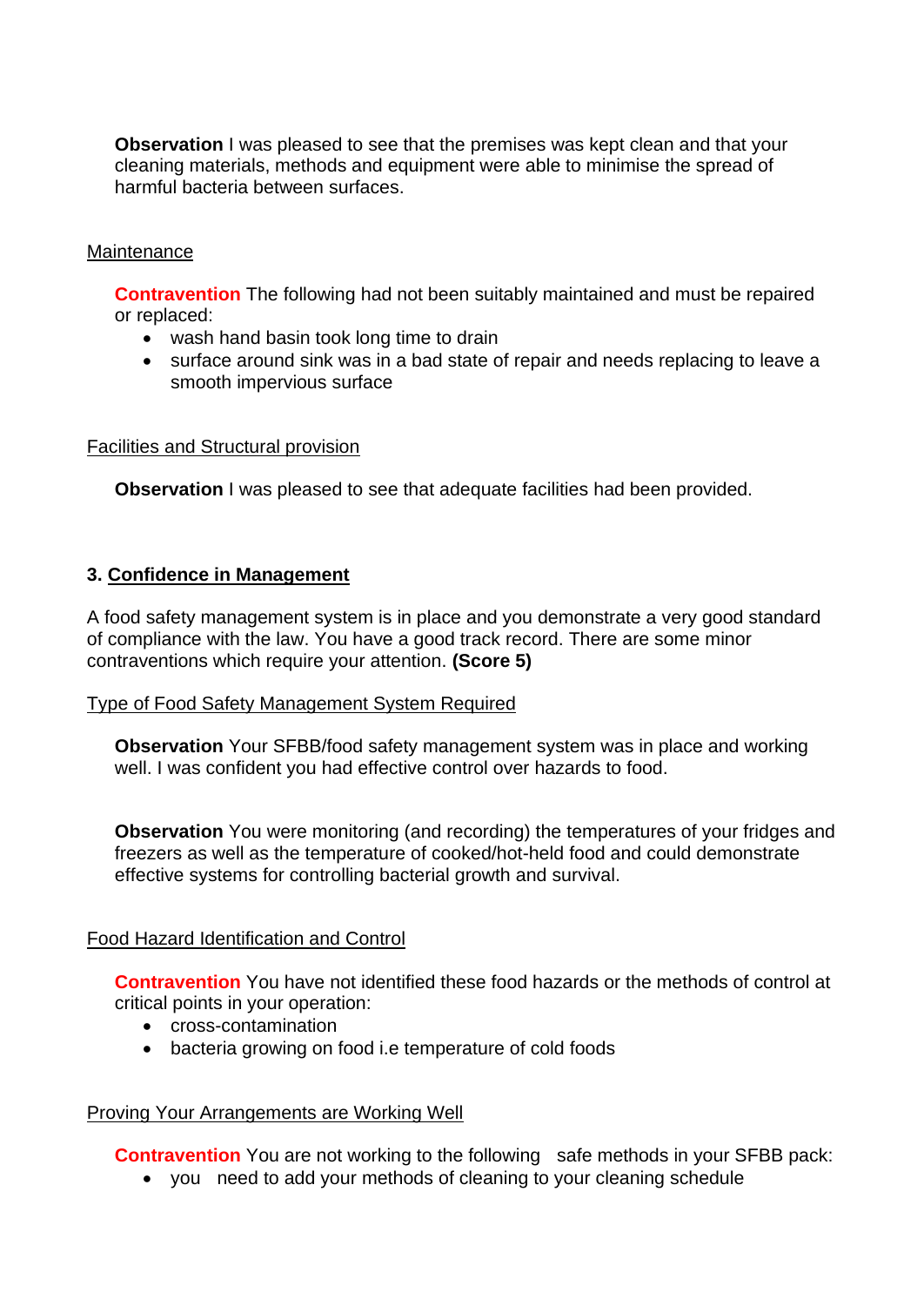**Observation** I was pleased to see that the premises was kept clean and that your cleaning materials, methods and equipment were able to minimise the spread of harmful bacteria between surfaces.

Maintenance

**Contravention** The following had not been suitably maintained and must be repaired or replaced:

- wash hand basin took long time to drain
- surface around sink was in a bad state of repair and needs replacing to leave a smooth impervious surface

Facilities and Structural provision

**Observation** I was pleased to see that adequate facilities had been provided.

### 3. Confidence in Management

A food safety management system is in place and you demonstrate a very good standard of compliance with the law. You have a good track record. There are some minor contraventions which require your attention. **(Score 5)**

Type of Food Safety Management System Required

**Observation** Your SFBB/food safety management system was in place and working well. I was confident you had effective control over hazards to food.

**Observation** You were monitoring (and recording) the temperatures of your fridges and freezers as well as the temperature of cooked/hot-held food and could demonstrate effective systems for controlling bacterial growth and survival.

Food Hazard Identification and Control

**Contravention** You have not identified these food hazards or the methods of control at critical points in your operation:

- cross-contamination
- bacteria growing on food i.e temperature of cold foods

Proving Your Arrangements are Working Well

**Contravention** You are not working to the following safe methods in your SFBB pack:

- you need to add your methods of cleaning to your cleaning schedule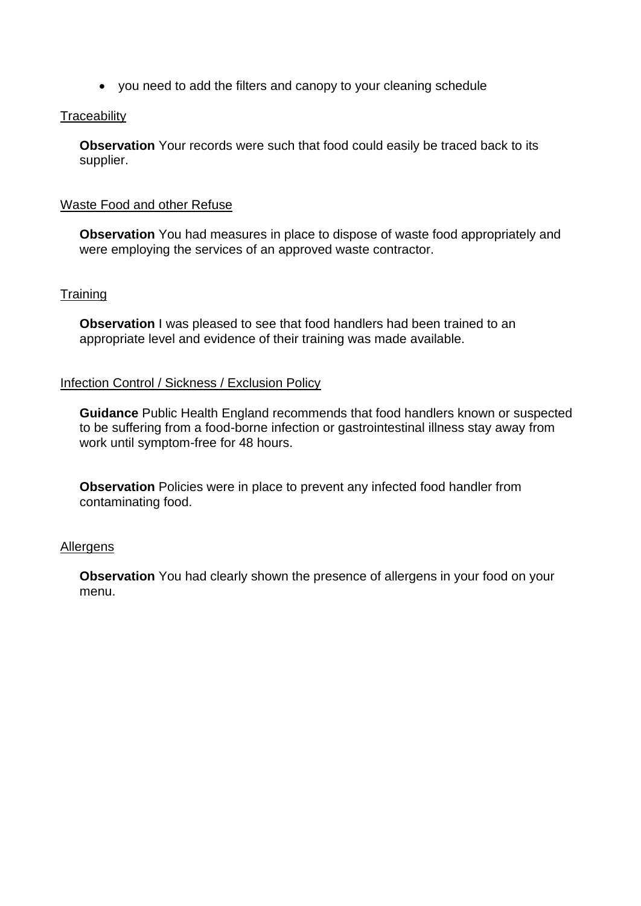- you need to add the filters and canopy to your cleaning schedule

Traceability

**Observation** Your records were such that food could easily be traced back to its supplier.

Waste Food and other Refuse

**Observation** You had measures in place to dispose of waste food appropriately and were employing the services of an approved waste contractor.

Training

**Observation** I was pleased to see that food handlers had been trained to an appropriate level and evidence of their training was made available.

Infection Control / Sickness / Exclusion Policy

**Guidance** Public Health England recommends that food handlers known or suspected to be suffering from a food-borne infection or gastrointestinal illness stay away from work until symptom-free for 48 hours.

**Observation** Policies were in place to prevent any infected food handler from contaminating food.

Allergens

**Observation** You had clearly shown the presence of allergens in your food on your menu.